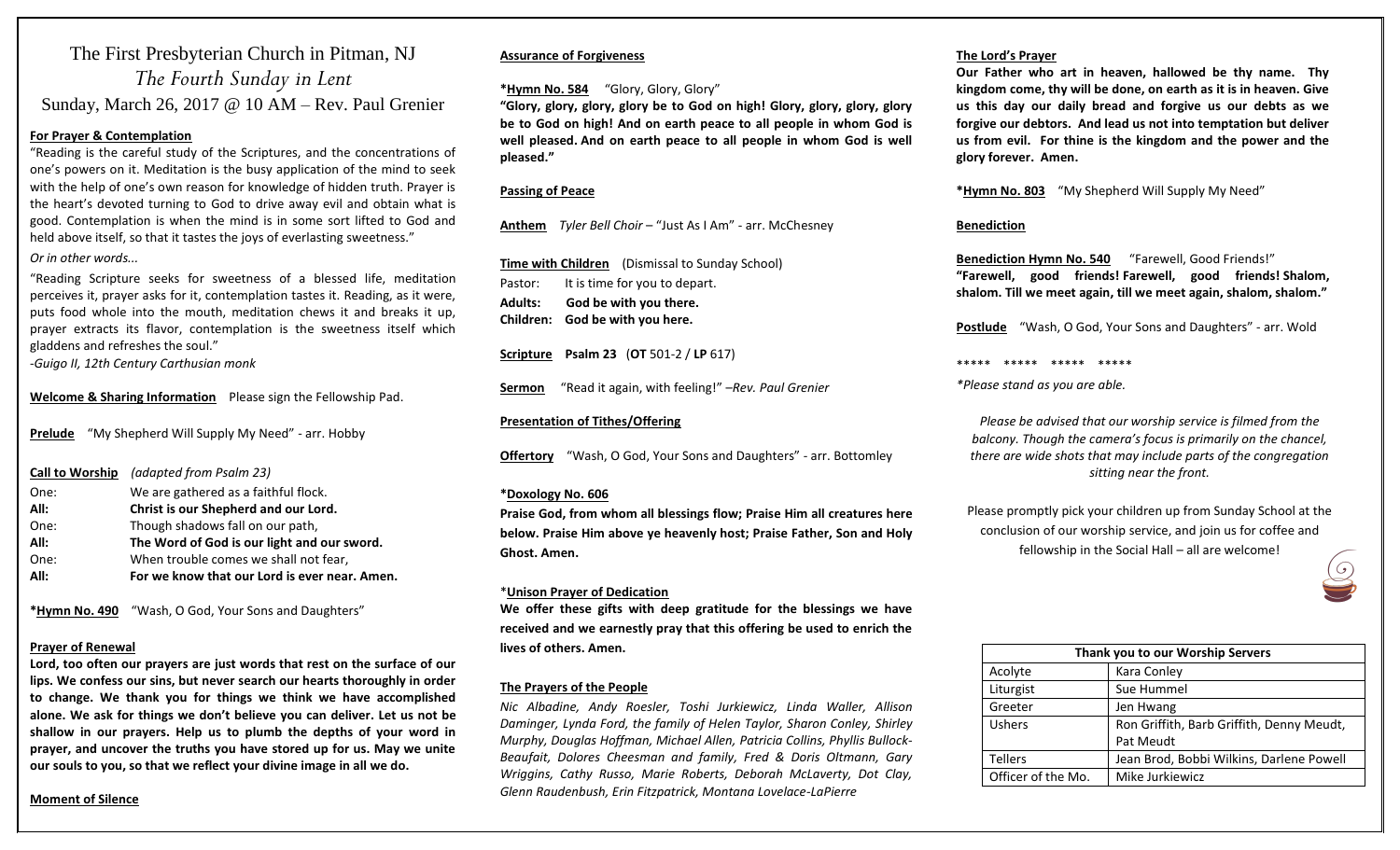# The First Presbyterian Church in Pitman, NJ

## *The Fourth Sunday in Lent*

Sunday, March 26, 2017 @ 10 AM – Rev. Paul Grenier

**For Prayer & Contemplation**

"Reading is the careful study of the Scriptures, and the concentrations of one's powers on it. Meditation is the busy application of the mind to seek with the help of one's own reason for knowledge of hidden truth. Prayer is the heart's devoted turning to God to drive away evil and obtain what is good. Contemplation is when the mind is in some sort lifted to God and held above itself, so that it tastes the joys of everlasting sweetness."

*Or in other words...*

"Reading Scripture seeks for sweetness of a blessed life, meditation perceives it, prayer asks for it, contemplation tastes it. Reading, as it were, puts food whole into the mouth, meditation chews it and breaks it up, prayer extracts its flavor, contemplation is the sweetness itself which gladdens and refreshes the soul."

*-Guigo II, 12th Century Carthusian monk*

**Welcome & Sharing Information** Please sign the Fellowship Pad.

**Prelude** "My Shepherd Will Supply My Need" - arr. Hobby

**Call to Worship** *(adapted from Psalm 23)*

One: We are gathered as a faithful flock.
**All: Christ is our Shepherd and our Lord.**
One: Though shadows fall on our path,
**All: The Word of God is our light and our sword.**
One: When trouble comes we shall not fear,
**All: For we know that our Lord is ever near. Amen.**

***Hymn No. 490** "Wash, O God, Your Sons and Daughters"

**Prayer of Renewal**

**Lord, too often our prayers are just words that rest on the surface of our lips. We confess our sins, but never search our hearts thoroughly in order to change. We thank you for things we think we have accomplished alone. We ask for things we don't believe you can deliver. Let us not be shallow in our prayers. Help us to plumb the depths of your word in prayer, and uncover the truths you have stored up for us. May we unite our souls to you, so that we reflect your divine image in all we do.**

**Moment of Silence**

**Assurance of Forgiveness**

***Hymn No. 584** "Glory, Glory, Glory"

**"Glory, glory, glory, glory be to God on high! Glory, glory, glory, glory be to God on high! And on earth peace to all people in whom God is well pleased. And on earth peace to all people in whom God is well pleased."**

**Passing of Peace**

**Anthem** *Tyler Bell Choir* – "Just As I Am" - arr. McChesney

**Time with Children** (Dismissal to Sunday School)

Pastor: It is time for you to depart.
**Adults: God be with you there.**
**Children: God be with you here.**

**Scripture Psalm 23** (**OT** 501-2 / **LP** 617)

**Sermon** "Read it again, with feeling!" *–Rev. Paul Grenier*

**Presentation of Tithes/Offering**

**Offertory** "Wash, O God, Your Sons and Daughters" - arr. Bottomley

***Doxology No. 606**

**Praise God, from whom all blessings flow; Praise Him all creatures here below. Praise Him above ye heavenly host; Praise Father, Son and Holy Ghost. Amen.**

***Unison Prayer of Dedication**

**We offer these gifts with deep gratitude for the blessings we have received and we earnestly pray that this offering be used to enrich the lives of others. Amen.**

**The Prayers of the People**

*Nic Albadine, Andy Roesler, Toshi Jurkiewicz, Linda Waller, Allison Daminger, Lynda Ford, the family of Helen Taylor, Sharon Conley, Shirley Murphy, Douglas Hoffman, Michael Allen, Patricia Collins, Phyllis Bullock-Beaufait, Dolores Cheesman and family, Fred & Doris Oltmann, Gary Wriggins, Cathy Russo, Marie Roberts, Deborah McLaverty, Dot Clay, Glenn Raudenbush, Erin Fitzpatrick, Montana Lovelace-LaPierre*

**The Lord's Prayer**

**Our Father who art in heaven, hallowed be thy name. Thy kingdom come, thy will be done, on earth as it is in heaven. Give us this day our daily bread and forgive us our debts as we forgive our debtors. And lead us not into temptation but deliver us from evil. For thine is the kingdom and the power and the glory forever. Amen.**

***Hymn No. 803** "My Shepherd Will Supply My Need"

**Benediction**

**Benediction Hymn No. 540** "Farewell, Good Friends!"
**"Farewell, good friends! Farewell, good friends! Shalom, shalom. Till we meet again, till we meet again, shalom, shalom."**

**Postlude** "Wash, O God, Your Sons and Daughters" - arr. Wold

***** ***** ***** *****

*\*Please stand as you are able.*

*Please be advised that our worship service is filmed from the balcony. Though the camera's focus is primarily on the chancel, there are wide shots that may include parts of the congregation sitting near the front.*

Please promptly pick your children up from Sunday School at the conclusion of our worship service, and join us for coffee and fellowship in the Social Hall – all are welcome!

| Thank you to our Worship Servers | |
|---|---|
| Acolyte | Kara Conley |
| Liturgist | Sue Hummel |
| Greeter | Jen Hwang |
| Ushers | Ron Griffith, Barb Griffith, Denny Meudt, Pat Meudt |
| Tellers | Jean Brod, Bobbi Wilkins, Darlene Powell |
| Officer of the Mo. | Mike Jurkiewicz |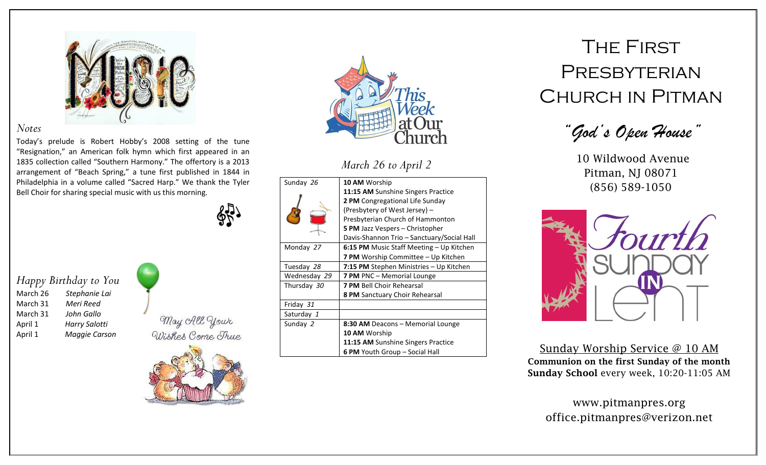## Notes

Today's prelude is Robert Hobby's 2008 setting of the tune "Resignation," an American folk hymn which first appeared in an 1835 collection called "Southern Harmony." The offertory is a 2013 arrangement of "Beach Spring," a tune first published in 1844 in Philadelphia in a volume called "Sacred Harp." We thank the Tyler Bell Choir for sharing special music with us this morning.

## Happy Birthday to You

| | |
|---|---|
| March 26 | *Stephanie Lai* |
| March 31 | *Meri Reed* |
| March 31 | *John Gallo* |
| April 1 | *Harry Salotti* |
| April 1 | *Maggie Carson* |

May All Your Wishes Come True

## This Week at Our Church

*March 26 to April 2*

| | |
|---|---|
| Sunday *26* | **10 AM** Worship<br>**11:15 AM** Sunshine Singers Practice<br>**2 PM** Congregational Life Sunday (Presbytery of West Jersey) – Presbyterian Church of Hammonton<br>**5 PM** Jazz Vespers – Christopher Davis-Shannon Trio – Sanctuary/Social Hall |
| Monday *27* | **6:15 PM** Music Staff Meeting – Up Kitchen<br>**7 PM** Worship Committee – Up Kitchen |
| Tuesday *28* | **7:15 PM** Stephen Ministries – Up Kitchen |
| Wednesday *29* | **7 PM** PNC – Memorial Lounge |
| Thursday *30* | **7 PM** Bell Choir Rehearsal<br>**8 PM** Sanctuary Choir Rehearsal |
| Friday *31* | |
| Saturday *1* | |
| Sunday *2* | **8:30 AM** Deacons – Memorial Lounge<br>**10 AM** Worship<br>**11:15 AM** Sunshine Singers Practice<br>**6 PM** Youth Group – Social Hall |

# The First Presbyterian Church in Pitman

*"God's Open House"*

10 Wildwood Avenue
Pitman, NJ 08071
(856) 589-1050

Fourth Sunday in Lent

Sunday Worship Service @ 10 AM
**Communion on the first Sunday of the month**
**Sunday School** every week, 10:20-11:05 AM

www.pitmanpres.org
office.pitmanpres@verizon.net